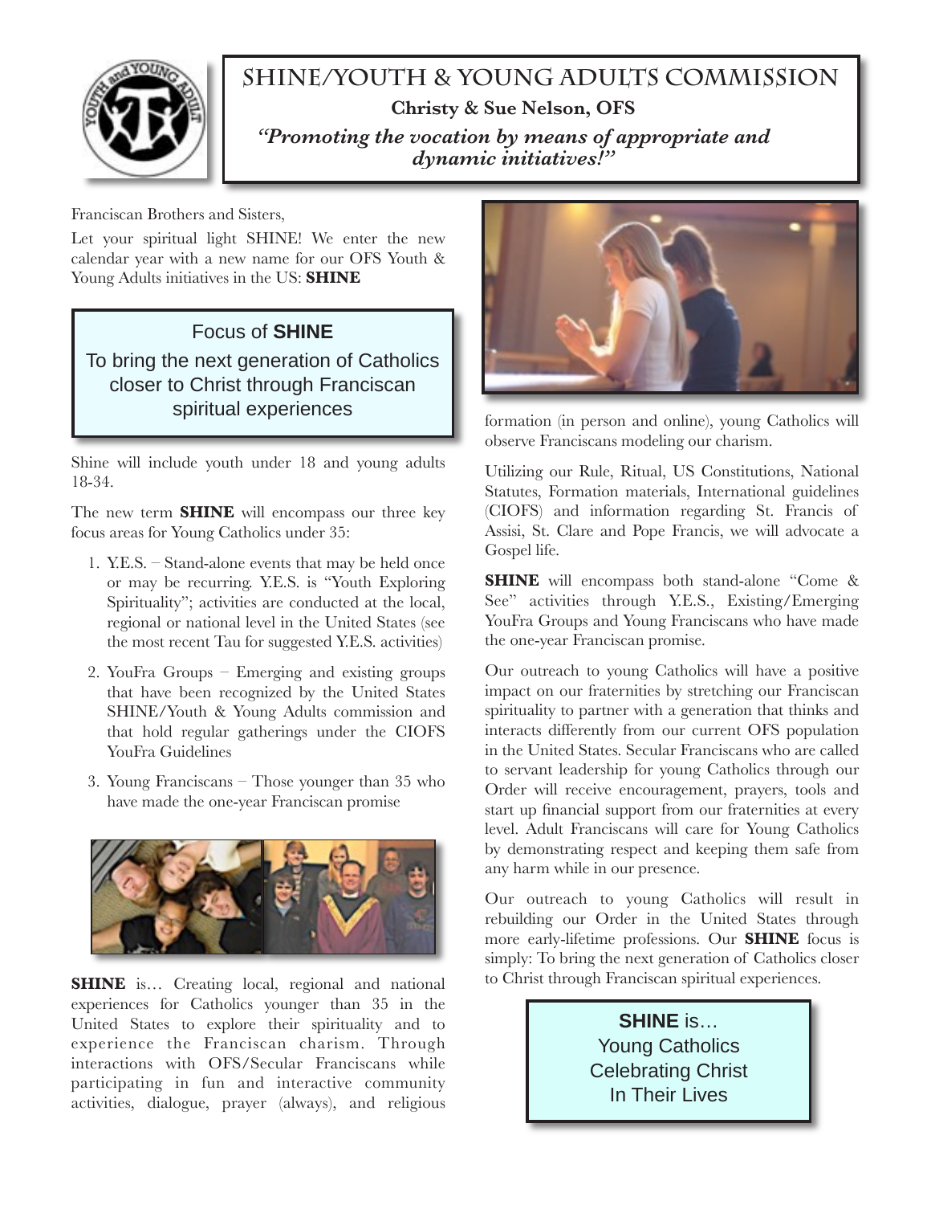# SHINE/YOUTH & YOUNG ADULTS COMMISSION

**Christy & Sue Nelson, OFS**

*"Promoting the vocation by means of appropriate and dynamic initiatives!"*

Franciscan Brothers and Sisters,

Let your spiritual light SHINE! We enter the new calendar year with a new name for our OFS Youth & Young Adults initiatives in the US: **SHINE**

> Focus of **SHINE**
>
> To bring the next generation of Catholics closer to Christ through Franciscan spiritual experiences

Shine will include youth under 18 and young adults 18-34.

The new term **SHINE** will encompass our three key focus areas for Young Catholics under 35:

1. Y.E.S. – Stand-alone events that may be held once or may be recurring. Y.E.S. is "Youth Exploring Spirituality"; activities are conducted at the local, regional or national level in the United States (see the most recent Tau for suggested Y.E.S. activities)
2. YouFra Groups – Emerging and existing groups that have been recognized by the United States SHINE/Youth & Young Adults commission and that hold regular gatherings under the CIOFS YouFra Guidelines
3. Young Franciscans – Those younger than 35 who have made the one-year Franciscan promise

**SHINE** is… Creating local, regional and national experiences for Catholics younger than 35 in the United States to explore their spirituality and to experience the Franciscan charism. Through interactions with OFS/Secular Franciscans while participating in fun and interactive community activities, dialogue, prayer (always), and religious formation (in person and online), young Catholics will observe Franciscans modeling our charism.

Utilizing our Rule, Ritual, US Constitutions, National Statutes, Formation materials, International guidelines (CIOFS) and information regarding St. Francis of Assisi, St. Clare and Pope Francis, we will advocate a Gospel life.

**SHINE** will encompass both stand-alone "Come & See" activities through Y.E.S., Existing/Emerging YouFra Groups and Young Franciscans who have made the one-year Franciscan promise.

Our outreach to young Catholics will have a positive impact on our fraternities by stretching our Franciscan spirituality to partner with a generation that thinks and interacts differently from our current OFS population in the United States. Secular Franciscans who are called to servant leadership for young Catholics through our Order will receive encouragement, prayers, tools and start up financial support from our fraternities at every level. Adult Franciscans will care for Young Catholics by demonstrating respect and keeping them safe from any harm while in our presence.

Our outreach to young Catholics will result in rebuilding our Order in the United States through more early-lifetime professions. Our **SHINE** focus is simply: To bring the next generation of Catholics closer to Christ through Franciscan spiritual experiences.

> **SHINE** is…
>
> Young Catholics
> Celebrating Christ
> In Their Lives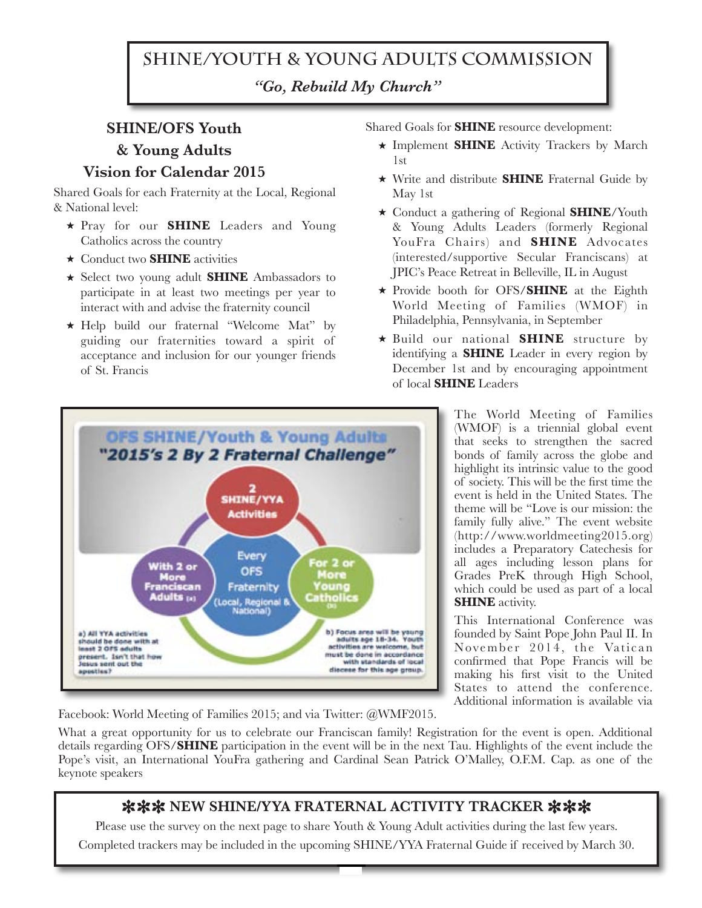# SHINE/YOUTH & YOUNG ADULTS COMMISSION

*"Go, Rebuild My Church"*

## SHINE/OFS Youth & Young Adults Vision for Calendar 2015

Shared Goals for each Fraternity at the Local, Regional & National level:

- ★ Pray for our **SHINE** Leaders and Young Catholics across the country
- ★ Conduct two **SHINE** activities
- ★ Select two young adult **SHINE** Ambassadors to participate in at least two meetings per year to interact with and advise the fraternity council
- ★ Help build our fraternal "Welcome Mat" by guiding our fraternities toward a spirit of acceptance and inclusion for our younger friends of St. Francis

Shared Goals for **SHINE** resource development:

- ★ Implement **SHINE** Activity Trackers by March 1st
- ★ Write and distribute **SHINE** Fraternal Guide by May 1st
- ★ Conduct a gathering of Regional **SHINE**/Youth & Young Adults Leaders (formerly Regional YouFra Chairs) and **SHINE** Advocates (interested/supportive Secular Franciscans) at JPIC's Peace Retreat in Belleville, IL in August
- ★ Provide booth for OFS/**SHINE** at the Eighth World Meeting of Families (WMOF) in Philadelphia, Pennsylvania, in September
- ★ Build our national **SHINE** structure by identifying a **SHINE** Leader in every region by December 1st and by encouraging appointment of local **SHINE** Leaders

**OFS SHINE/Youth & Young Adults**
**"2015's 2 By 2 Fraternal Challenge"**

- 2 SHINE/YYA Activities
- Every OFS Fraternity (Local, Regional & National)
- With 2 or More Franciscan Adults (a)
- For 2 or More Young Catholics (b)

a) All YYA activities should be done with at least 2 OFS adults present. Isn't that how Jesus sent out the apostles?

b) Focus area will be young adults age 18-34. Youth activities are welcome, but must be done in accordance with standards of local diocese for this age group.

The World Meeting of Families (WMOF) is a triennial global event that seeks to strengthen the sacred bonds of family across the globe and highlight its intrinsic value to the good of society. This will be the first time the event is held in the United States. The theme will be "Love is our mission: the family fully alive." The event website (http://www.worldmeeting2015.org) includes a Preparatory Catechesis for all ages including lesson plans for Grades PreK through High School, which could be used as part of a local **SHINE** activity.

This International Conference was founded by Saint Pope John Paul II. In November 2014, the Vatican confirmed that Pope Francis will be making his first visit to the United States to attend the conference. Additional information is available via Facebook: World Meeting of Families 2015; and via Twitter: @WMF2015.

What a great opportunity for us to celebrate our Franciscan family! Registration for the event is open. Additional details regarding OFS/**SHINE** participation in the event will be in the next Tau. Highlights of the event include the Pope's visit, an International YouFra gathering and Cardinal Sean Patrick O'Malley, O.F.M. Cap. as one of the keynote speakers

### ✻✻✻ NEW SHINE/YYA FRATERNAL ACTIVITY TRACKER ✻✻✻

Please use the survey on the next page to share Youth & Young Adult activities during the last few years.

Completed trackers may be included in the upcoming SHINE/YYA Fraternal Guide if received by March 30.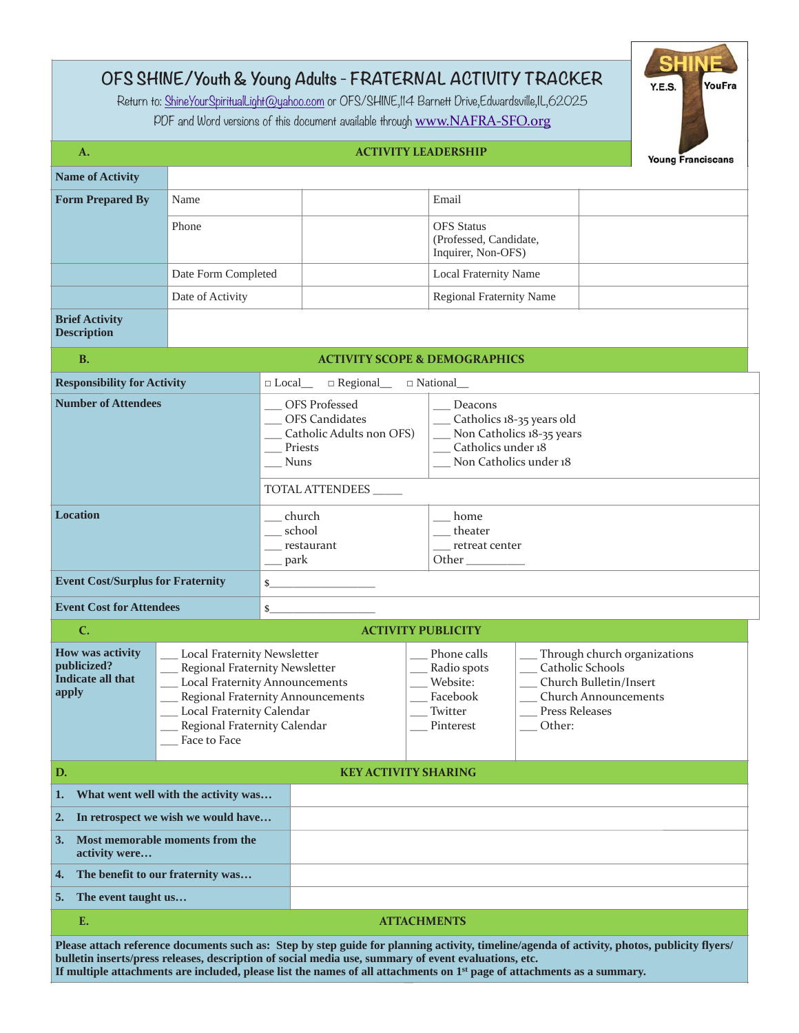# OFS SHINE/Youth & Young Adults - FRATERNAL ACTIVITY TRACKER

Return to: ShineYourSpiritualLight@yahoo.com or OFS/SHINE,114 Barnett Drive,Edwardsville,IL,62025

PDF and Word versions of this document available through www.NAFRA-SFO.org

SHINE Y.E.S. YouFra Young Franciscans

## A. ACTIVITY LEADERSHIP

| | | | | |
|---|---|---|---|---|
| **Name of Activity** | | | | |
| **Form Prepared By** | Name | | Email | |
| | Phone | | OFS Status (Professed, Candidate, Inquirer, Non-OFS) | |
| | Date Form Completed | | Local Fraternity Name | |
| | Date of Activity | | Regional Fraternity Name | |
| **Brief Activity Description** | | | | |

## B. ACTIVITY SCOPE & DEMOGRAPHICS

| | | |
|---|---|---|
| **Responsibility for Activity** | □ Local__ □ Regional__ □ National__ | |
| **Number of Attendees** | ___ OFS Professed<br>___ OFS Candidates<br>___ Catholic Adults non OFS)<br>___ Priests<br>___ Nuns | ___ Deacons<br>___ Catholics 18-35 years old<br>___ Non Catholics 18-35 years<br>___ Catholics under 18<br>___ Non Catholics under 18 |
| | TOTAL ATTENDEES _____ | |
| **Location** | ___ church<br>___ school<br>___ restaurant<br>___ park | ___ home<br>___ theater<br>___ retreat center<br>Other _________ |
| **Event Cost/Surplus for Fraternity** | $_________________ | |
| **Event Cost for Attendees** | $_________________ | |

## C. ACTIVITY PUBLICITY

| | | | |
|---|---|---|---|
| **How was activity publicized? Indicate all that apply** | ___ Local Fraternity Newsletter<br>___ Regional Fraternity Newsletter<br>___ Local Fraternity Announcements<br>___ Regional Fraternity Announcements<br>___ Local Fraternity Calendar<br>___ Regional Fraternity Calendar<br>___ Face to Face | ___ Phone calls<br>___ Radio spots<br>___ Website:<br>___ Facebook<br>___ Twitter<br>___ Pinterest | ___ Through church organizations<br>___ Catholic Schools<br>___ Church Bulletin/Insert<br>___ Church Announcements<br>___ Press Releases<br>___ Other: |

## D. KEY ACTIVITY SHARING

| | |
|---|---|
| **1. What went well with the activity was…** | |
| **2. In retrospect we wish we would have…** | |
| **3. Most memorable moments from the activity were…** | |
| **4. The benefit to our fraternity was…** | |
| **5. The event taught us…** | |

## E. ATTACHMENTS

**Please attach reference documents such as: Step by step guide for planning activity, timeline/agenda of activity, photos, publicity flyers/ bulletin inserts/press releases, description of social media use, summary of event evaluations, etc.**
**If multiple attachments are included, please list the names of all attachments on 1st page of attachments as a summary.**